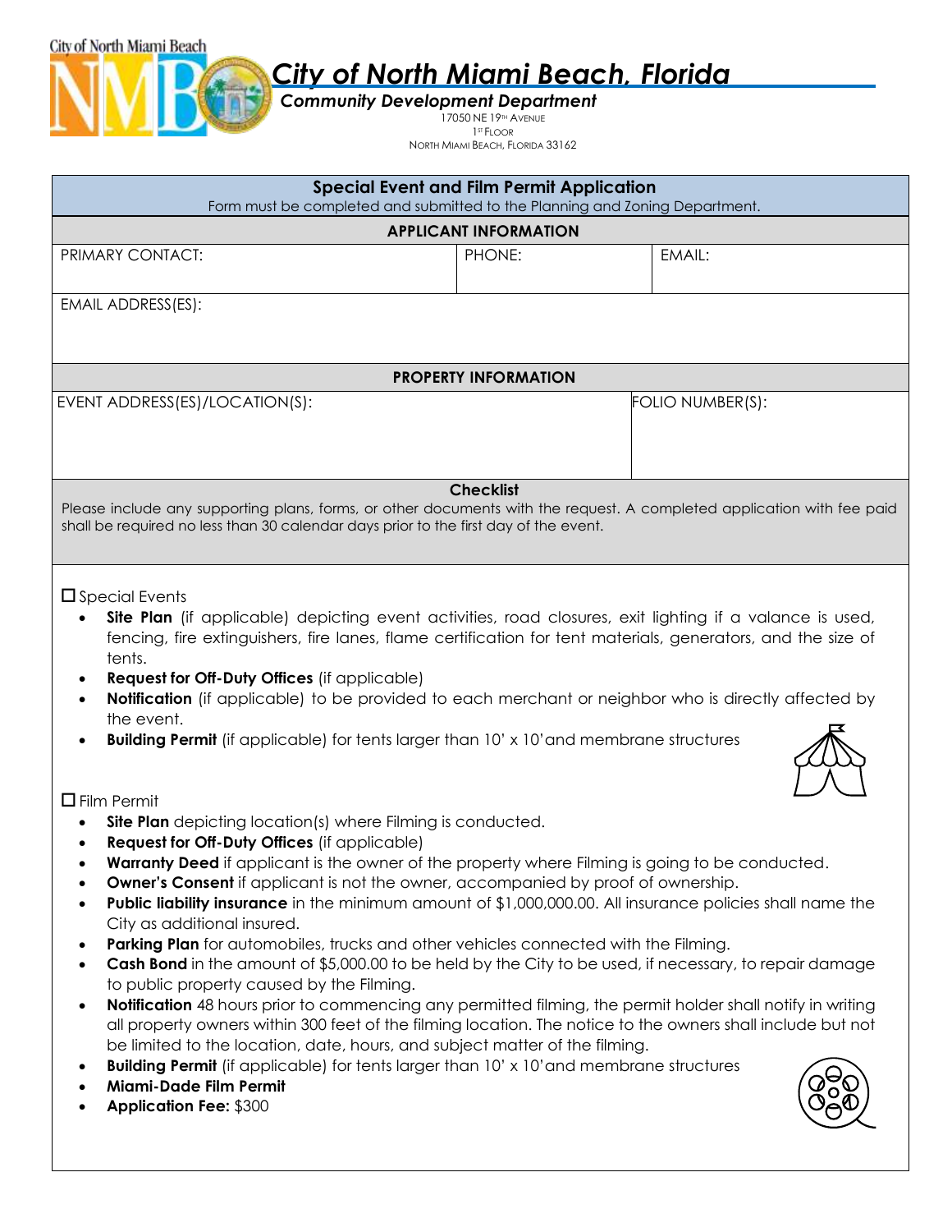City of North Miami Beach

# City of North Miami Beach, Florida

***Community Development Department***

17050 NE 19TH AVENUE
1ST FLOOR
NORTH MIAMI BEACH, FLORIDA 33162

## Special Event and Film Permit Application

Form must be completed and submitted to the Planning and Zoning Department.

| APPLICANT INFORMATION | | |
|---|---|---|
| PRIMARY CONTACT: | PHONE: | EMAIL: |
| EMAIL ADDRESS(ES): | | |

| PROPERTY INFORMATION | |
|---|---|
| EVENT ADDRESS(ES)/LOCATION(S): | FOLIO NUMBER(S): |

### Checklist

Please include any supporting plans, forms, or other documents with the request. A completed application with fee paid shall be required no less than 30 calendar days prior to the first day of the event.

☐ Special Events

- **Site Plan** (if applicable) depicting event activities, road closures, exit lighting if a valance is used, fencing, fire extinguishers, fire lanes, flame certification for tent materials, generators, and the size of tents.
- **Request for Off-Duty Offices** (if applicable)
- **Notification** (if applicable) to be provided to each merchant or neighbor who is directly affected by the event.
- **Building Permit** (if applicable) for tents larger than 10' x 10'and membrane structures

☐ Film Permit

- **Site Plan** depicting location(s) where Filming is conducted.
- **Request for Off-Duty Offices** (if applicable)
- **Warranty Deed** if applicant is the owner of the property where Filming is going to be conducted.
- **Owner's Consent** if applicant is not the owner, accompanied by proof of ownership.
- **Public liability insurance** in the minimum amount of $1,000,000.00. All insurance policies shall name the City as additional insured.
- **Parking Plan** for automobiles, trucks and other vehicles connected with the Filming.
- **Cash Bond** in the amount of $5,000.00 to be held by the City to be used, if necessary, to repair damage to public property caused by the Filming.
- **Notification** 48 hours prior to commencing any permitted filming, the permit holder shall notify in writing all property owners within 300 feet of the filming location. The notice to the owners shall include but not be limited to the location, date, hours, and subject matter of the filming.
- **Building Permit** (if applicable) for tents larger than 10' x 10'and membrane structures
- **Miami-Dade Film Permit**
- **Application Fee:** $300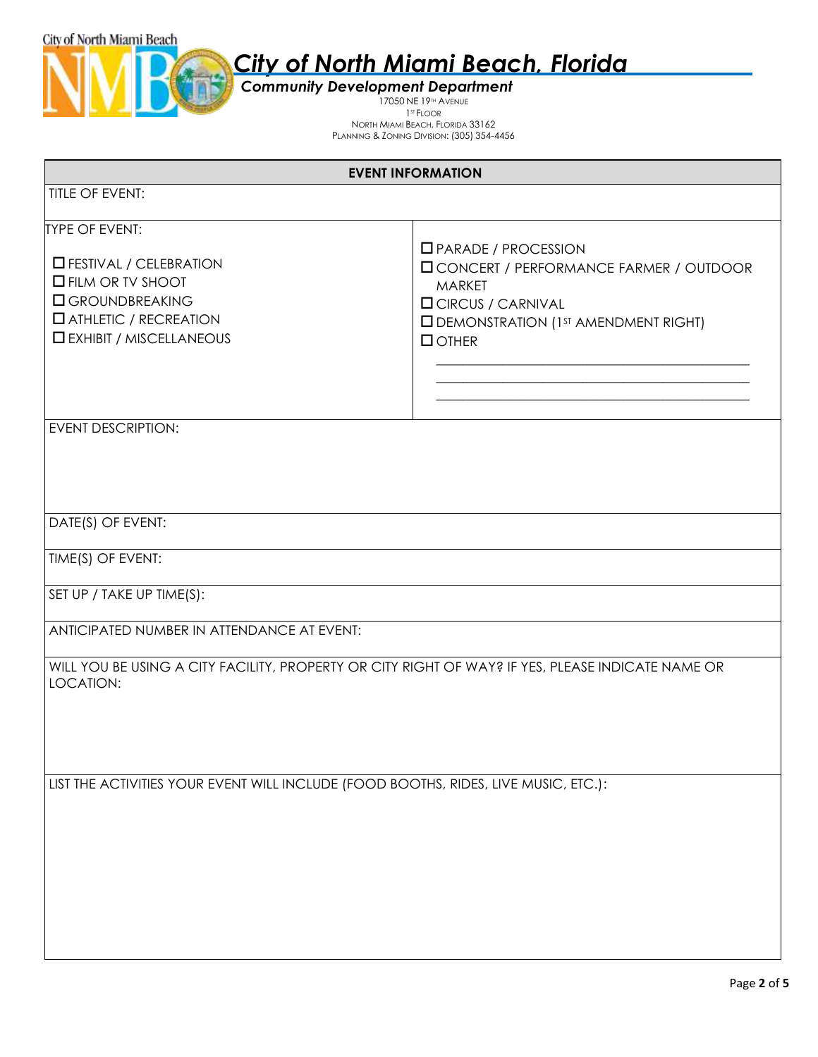# *City of North Miami Beach, Florida*

***Community Development Department***

17050 NE 19TH AVENUE
1ST FLOOR
NORTH MIAMI BEACH, FLORIDA 33162
PLANNING & ZONING DIVISION: (305) 354-4456

| **EVENT INFORMATION** | |
|---|---|
| TITLE OF EVENT: | |
| TYPE OF EVENT:<br><br>☐ FESTIVAL / CELEBRATION<br>☐ FILM OR TV SHOOT<br>☐ GROUNDBREAKING<br>☐ ATHLETIC / RECREATION<br>☐ EXHIBIT / MISCELLANEOUS | ☐ PARADE / PROCESSION<br>☐ CONCERT / PERFORMANCE FARMER / OUTDOOR MARKET<br>☐ CIRCUS / CARNIVAL<br>☐ DEMONSTRATION (1ST AMENDMENT RIGHT)<br>☐ OTHER<br>\_\_\_\_\_\_\_\_\_\_\_\_\_\_\_\_\_\_\_\_\_\_\_\_\_\_\_\_\_\_\_\_\_\_\_\_\_\_\_\_<br>\_\_\_\_\_\_\_\_\_\_\_\_\_\_\_\_\_\_\_\_\_\_\_\_\_\_\_\_\_\_\_\_\_\_\_\_\_\_\_\_<br>\_\_\_\_\_\_\_\_\_\_\_\_\_\_\_\_\_\_\_\_\_\_\_\_\_\_\_\_\_\_\_\_\_\_\_\_\_\_\_\_ |
| EVENT DESCRIPTION: | |
| DATE(S) OF EVENT: | |
| TIME(S) OF EVENT: | |
| SET UP / TAKE UP TIME(S): | |
| ANTICIPATED NUMBER IN ATTENDANCE AT EVENT: | |
| WILL YOU BE USING A CITY FACILITY, PROPERTY OR CITY RIGHT OF WAY? IF YES, PLEASE INDICATE NAME OR LOCATION: | |
| LIST THE ACTIVITIES YOUR EVENT WILL INCLUDE (FOOD BOOTHS, RIDES, LIVE MUSIC, ETC.): | |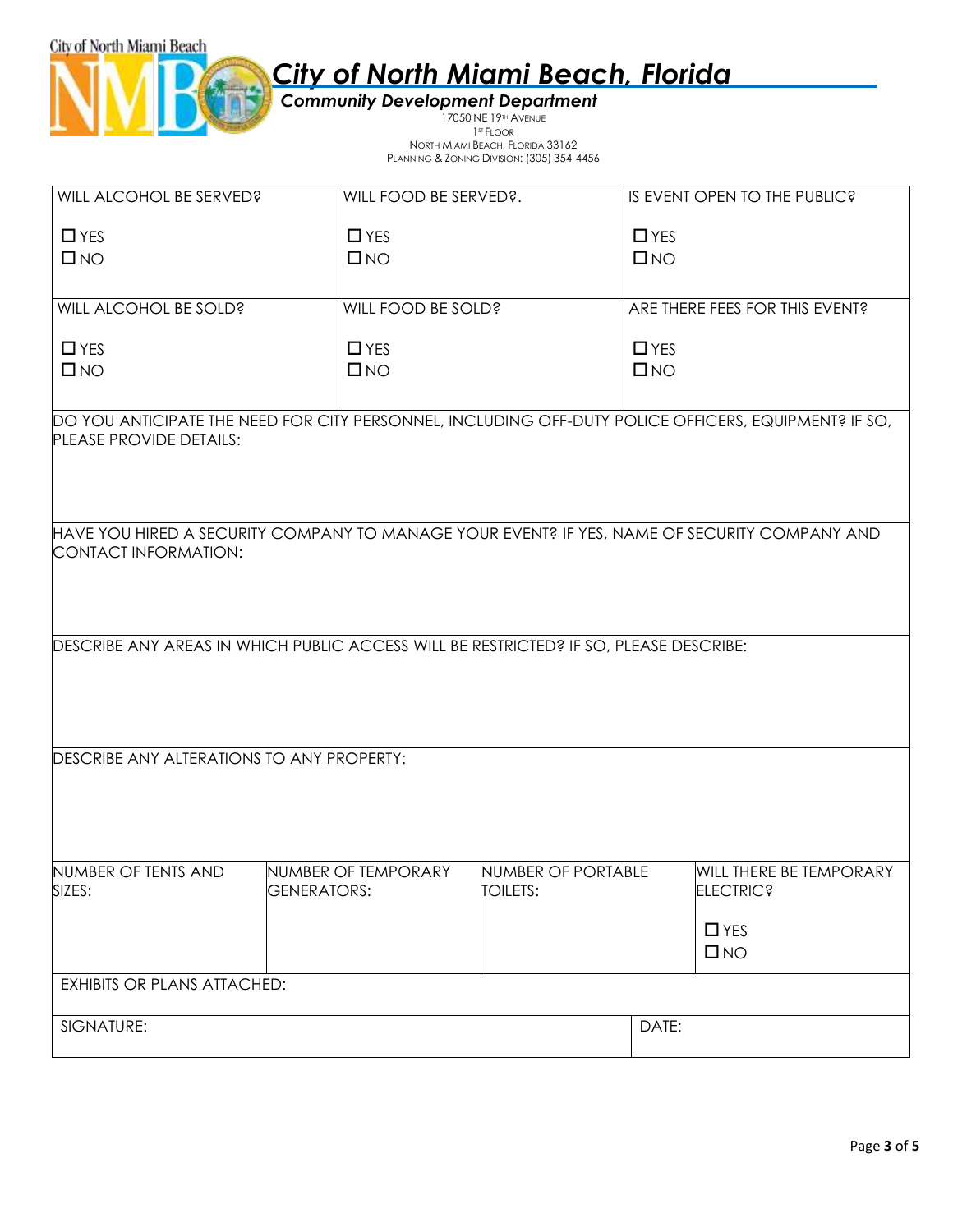# City of North Miami Beach, Florida

### Community Development Department

17050 NE 19TH AVENUE
1ST FLOOR
NORTH MIAMI BEACH, FLORIDA 33162
PLANNING & ZONING DIVISION: (305) 354-4456

| WILL ALCOHOL BE SERVED? | WILL FOOD BE SERVED?. | IS EVENT OPEN TO THE PUBLIC? |
|---|---|---|
| ☐ YES<br>☐ NO | ☐ YES<br>☐ NO | ☐ YES<br>☐ NO |
| WILL ALCOHOL BE SOLD? | WILL FOOD BE SOLD? | ARE THERE FEES FOR THIS EVENT? |
| ☐ YES<br>☐ NO | ☐ YES<br>☐ NO | ☐ YES<br>☐ NO |

DO YOU ANTICIPATE THE NEED FOR CITY PERSONNEL, INCLUDING OFF-DUTY POLICE OFFICERS, EQUIPMENT? IF SO, PLEASE PROVIDE DETAILS:

HAVE YOU HIRED A SECURITY COMPANY TO MANAGE YOUR EVENT? IF YES, NAME OF SECURITY COMPANY AND CONTACT INFORMATION:

DESCRIBE ANY AREAS IN WHICH PUBLIC ACCESS WILL BE RESTRICTED? IF SO, PLEASE DESCRIBE:

DESCRIBE ANY ALTERATIONS TO ANY PROPERTY:

| NUMBER OF TENTS AND SIZES: | NUMBER OF TEMPORARY GENERATORS: | NUMBER OF PORTABLE TOILETS: | WILL THERE BE TEMPORARY ELECTRIC? |
|---|---|---|---|
| | | | ☐ YES<br>☐ NO |

EXHIBITS OR PLANS ATTACHED:

| SIGNATURE: | DATE: |
|---|---|
| | |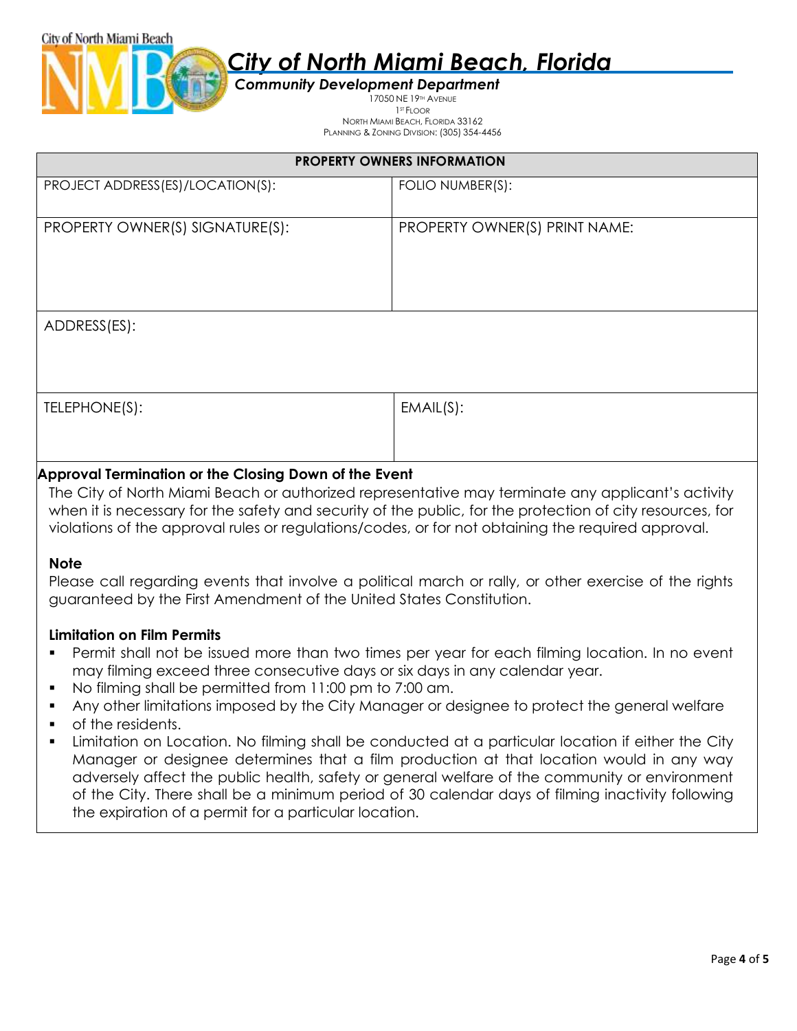# *City of North Miami Beach, Florida*

***Community Development Department***

17050 NE 19TH AVENUE
1ST FLOOR
NORTH MIAMI BEACH, FLORIDA 33162
PLANNING & ZONING DIVISION: (305) 354-4456

| PROPERTY OWNERS INFORMATION | |
|---|---|
| PROJECT ADDRESS(ES)/LOCATION(S): | FOLIO NUMBER(S): |
| PROPERTY OWNER(S) SIGNATURE(S): | PROPERTY OWNER(S) PRINT NAME: |
| ADDRESS(ES): | |
| TELEPHONE(S): | EMAIL(S): |

**Approval Termination or the Closing Down of the Event**

The City of North Miami Beach or authorized representative may terminate any applicant's activity when it is necessary for the safety and security of the public, for the protection of city resources, for violations of the approval rules or regulations/codes, or for not obtaining the required approval.

**Note**

Please call regarding events that involve a political march or rally, or other exercise of the rights guaranteed by the First Amendment of the United States Constitution.

**Limitation on Film Permits**

- Permit shall not be issued more than two times per year for each filming location. In no event may filming exceed three consecutive days or six days in any calendar year.
- No filming shall be permitted from 11:00 pm to 7:00 am.
- Any other limitations imposed by the City Manager or designee to protect the general welfare
- of the residents.
- Limitation on Location. No filming shall be conducted at a particular location if either the City Manager or designee determines that a film production at that location would in any way adversely affect the public health, safety or general welfare of the community or environment of the City. There shall be a minimum period of 30 calendar days of filming inactivity following the expiration of a permit for a particular location.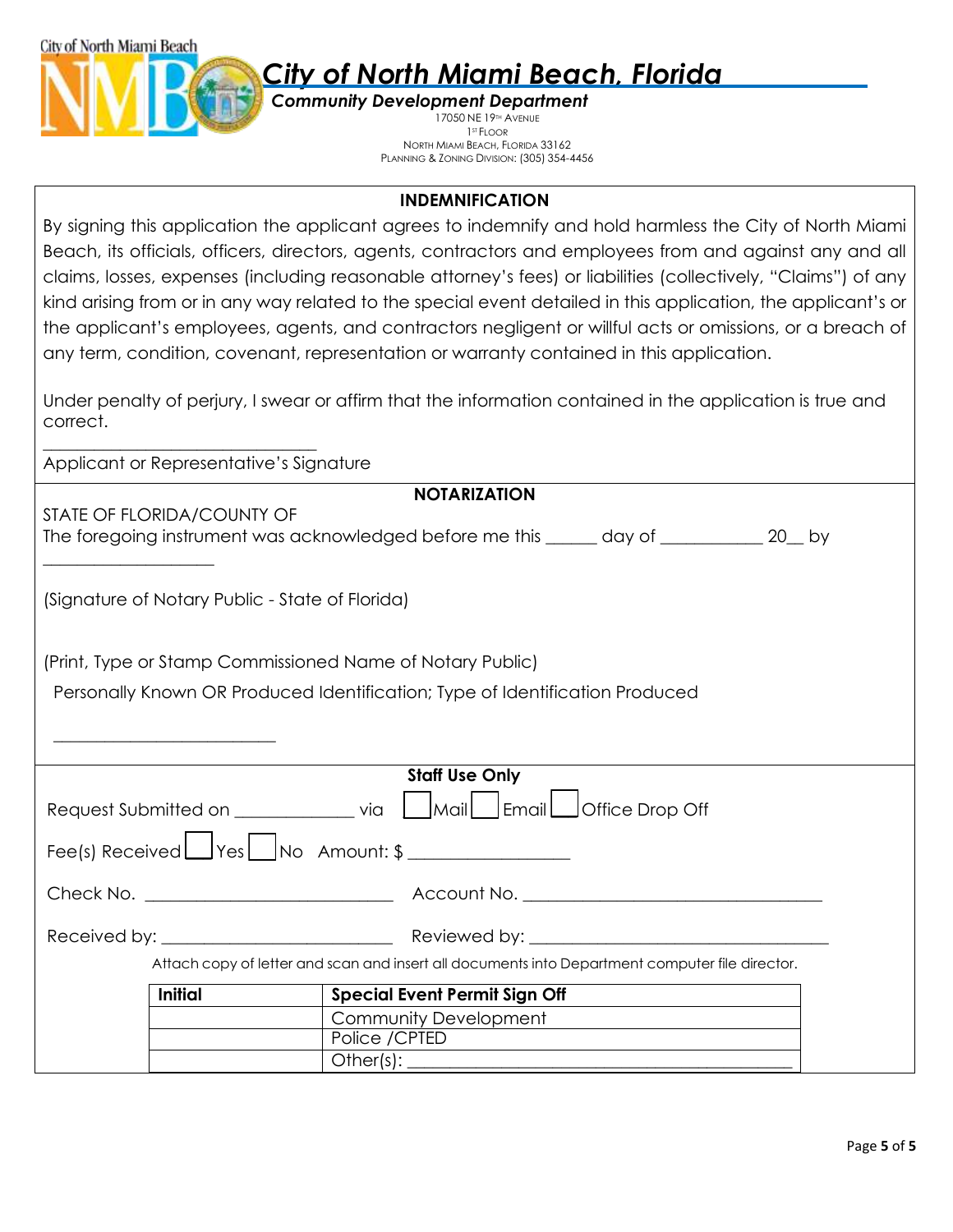# *City of North Miami Beach, Florida*

***Community Development Department***

17050 NE 19TH AVENUE
1ST FLOOR
NORTH MIAMI BEACH, FLORIDA 33162
PLANNING & ZONING DIVISION: (305) 354-4456

## INDEMNIFICATION

By signing this application the applicant agrees to indemnify and hold harmless the City of North Miami Beach, its officials, officers, directors, agents, contractors and employees from and against any and all claims, losses, expenses (including reasonable attorney's fees) or liabilities (collectively, "Claims") of any kind arising from or in any way related to the special event detailed in this application, the applicant's or the applicant's employees, agents, and contractors negligent or willful acts or omissions, or a breach of any term, condition, covenant, representation or warranty contained in this application.

Under penalty of perjury, I swear or affirm that the information contained in the application is true and correct.

______________________________
Applicant or Representative's Signature

## NOTARIZATION

STATE OF FLORIDA/COUNTY OF
The foregoing instrument was acknowledged before me this ______ day of ___________ 20__ by

___________________

(Signature of Notary Public - State of Florida)

(Print, Type or Stamp Commissioned Name of Notary Public)

Personally Known OR Produced Identification; Type of Identification Produced

________________________

## Staff Use Only

Request Submitted on ____________ via ☐ Mail ☐ Email ☐ Office Drop Off

Fee(s) Received ☐ Yes ☐ No Amount: $ ________________

Check No. ___________________________ Account No. _________________________________

Received by: _________________________ Reviewed by: _________________________________

Attach copy of letter and scan and insert all documents into Department computer file director.

| Initial | Special Event Permit Sign Off |
|---|---|
| | Community Development |
| | Police /CPTED |
| | Other(s): ________________________________________ |